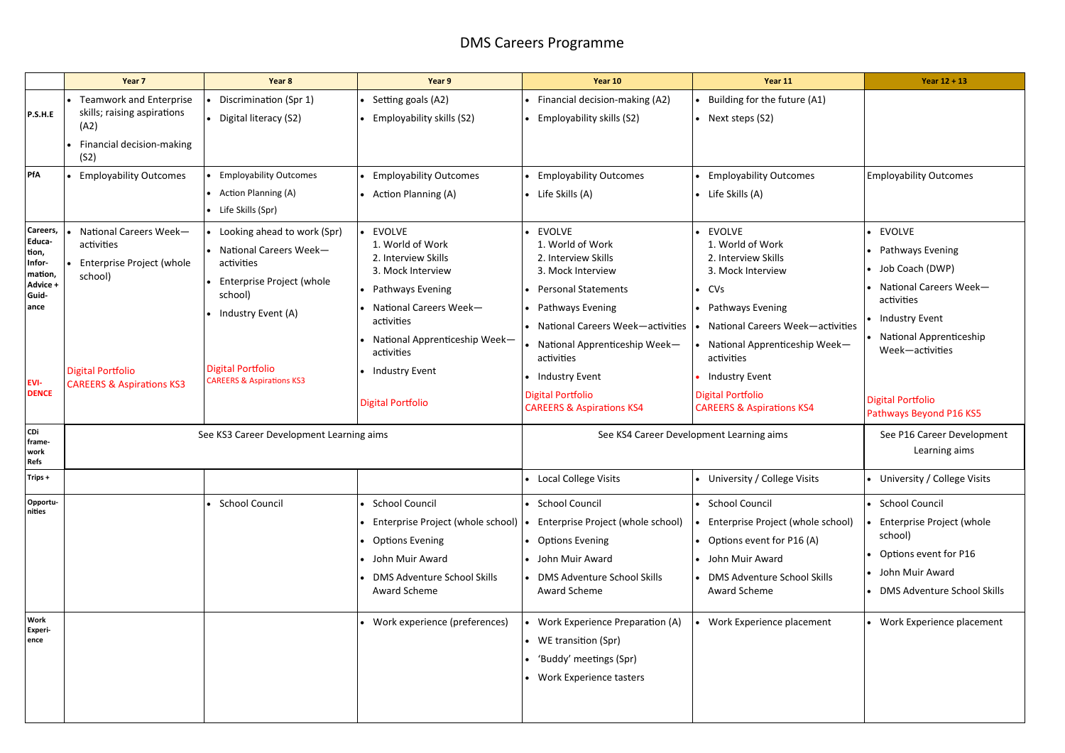# DMS Careers Programme

| | Year 7 | Year 8 | Year 9 | Year 10 | Year 11 | Year 12 + 13 |
|---|---|---|---|---|---|---|
| P.S.H.E | • Teamwork and Enterprise skills; raising aspirations (A2)<br>• Financial decision-making (S2) | • Discrimination (Spr 1)<br>• Digital literacy (S2) | • Setting goals (A2)<br>• Employability skills (S2) | • Financial decision-making (A2)<br>• Employability skills (S2) | • Building for the future (A1)<br>• Next steps (S2) | |
| PfA | • Employability Outcomes | • Employability Outcomes<br>• Action Planning (A)<br>• Life Skills (Spr) | • Employability Outcomes<br>• Action Planning (A) | • Employability Outcomes<br>• Life Skills (A) | • Employability Outcomes<br>• Life Skills (A) | Employability Outcomes |
| Careers, Education, Information, Advice + Guidance<br><br>EVIDENCE | • National Careers Week—activities<br>• Enterprise Project (whole school)<br><br>Digital Portfolio<br>CAREERS & Aspirations KS3 | • Looking ahead to work (Spr)<br>• National Careers Week—activities<br>• Enterprise Project (whole school)<br>• Industry Event (A)<br><br>Digital Portfolio<br>CAREERS & Aspirations KS3 | • EVOLVE<br>1. World of Work<br>2. Interview Skills<br>3. Mock Interview<br>• Pathways Evening<br>• National Careers Week—activities<br>• National Apprenticeship Week—activities<br>• Industry Event<br><br>Digital Portfolio | • EVOLVE<br>1. World of Work<br>2. Interview Skills<br>3. Mock Interview<br>• Personal Statements<br>• Pathways Evening<br>• National Careers Week—activities<br>• National Apprenticeship Week—activities<br>• Industry Event<br><br>Digital Portfolio<br>CAREERS & Aspirations KS4 | • EVOLVE<br>1. World of Work<br>2. Interview Skills<br>3. Mock Interview<br>• CVs<br>• Pathways Evening<br>• National Careers Week—activities<br>• National Apprenticeship Week—activities<br>• Industry Event<br><br>Digital Portfolio<br>CAREERS & Aspirations KS4 | • EVOLVE<br>• Pathways Evening<br>• Job Coach (DWP)<br>• National Careers Week—activities<br>• Industry Event<br>• National Apprenticeship Week—activities<br><br>Digital Portfolio<br>Pathways Beyond P16 KS5 |
| CDi framework Refs | See KS3 Career Development Learning aims | | | See KS4 Career Development Learning aims | | See P16 Career Development Learning aims |
| Trips + | | | | • Local College Visits | • University / College Visits | • University / College Visits |
| Opportunities | | • School Council | • School Council<br>• Enterprise Project (whole school)<br>• Options Evening<br>• John Muir Award<br>• DMS Adventure School Skills Award Scheme | • School Council<br>• Enterprise Project (whole school)<br>• Options Evening<br>• John Muir Award<br>• DMS Adventure School Skills Award Scheme | • School Council<br>• Enterprise Project (whole school)<br>• Options event for P16 (A)<br>• John Muir Award<br>• DMS Adventure School Skills Award Scheme | • School Council<br>• Enterprise Project (whole school)<br>• Options event for P16<br>• John Muir Award<br>• DMS Adventure School Skills |
| Work Experience | | | • Work experience (preferences) | • Work Experience Preparation (A)<br>• WE transition (Spr)<br>• 'Buddy' meetings (Spr)<br>• Work Experience tasters | • Work Experience placement | • Work Experience placement |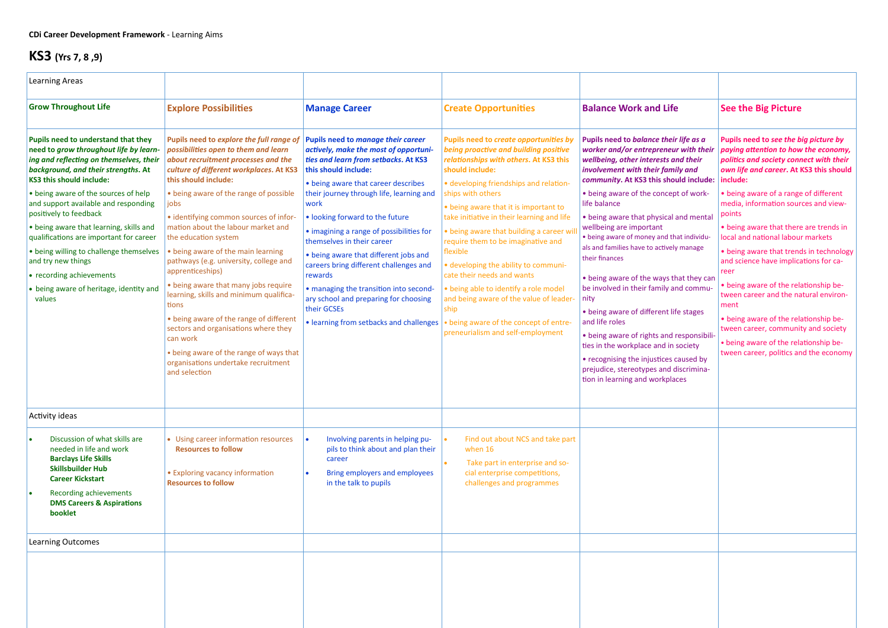**CDi Career Development Framework** - Learning Aims

# KS3 (Yrs 7, 8 ,9)

| Learning Areas | | | | | |
|---|---|---|---|---|---|
| **Grow Throughout Life** | **Explore Possibilities** | **Manage Career** | **Create Opportunities** | **Balance Work and Life** | **See the Big Picture** |
| **Pupils need to understand that they need to *grow throughout life by learning and reflecting on themselves, their background, and their strengths*. At KS3 this should include:**<br>• being aware of the sources of help and support available and responding positively to feedback<br>• being aware that learning, skills and qualifications are important for career<br>• being willing to challenge themselves and try new things<br>• recording achievements<br>• being aware of heritage, identity and values | **Pupils need to *explore the full range of possibilities open to them and learn about recruitment processes and the culture of different workplaces*. At KS3 this should include:**<br>• being aware of the range of possible jobs<br>• identifying common sources of information about the labour market and the education system<br>• being aware of the main learning pathways (e.g. university, college and apprenticeships)<br>• being aware that many jobs require learning, skills and minimum qualifications<br>• being aware of the range of different sectors and organisations where they can work<br>• being aware of the range of ways that organisations undertake recruitment and selection | **Pupils need to *manage their career actively, make the most of opportunities and learn from setbacks*. At KS3 this should include:**<br>• being aware that career describes their journey through life, learning and work<br>• looking forward to the future<br>• imagining a range of possibilities for themselves in their career<br>• being aware that different jobs and careers bring different challenges and rewards<br>• managing the transition into secondary school and preparing for choosing their GCSEs<br>• learning from setbacks and challenges | **Pupils need to *create opportunities by being proactive and building positive relationships with others*. At KS3 this should include:**<br>• developing friendships and relationships with others<br>• being aware that it is important to take initiative in their learning and life<br>• being aware that building a career will require them to be imaginative and flexible<br>• developing the ability to communicate their needs and wants<br>• being able to identify a role model and being aware of the value of leadership<br>• being aware of the concept of entrepreneurialism and self-employment | **Pupils need to *balance their life as a worker and/or entrepreneur with their wellbeing, other interests and their involvement with their family and community*. At KS3 this should include:**<br>• being aware of the concept of work-life balance<br>• being aware that physical and mental wellbeing are important<br>• being aware of money and that individuals and families have to actively manage their finances<br>• being aware of the ways that they can be involved in their family and community<br>• being aware of different life stages and life roles<br>• being aware of rights and responsibilities in the workplace and in society<br>• recognising the injustices caused by prejudice, stereotypes and discrimination in learning and workplaces | **Pupils need to *see the big picture by paying attention to how the economy, politics and society connect with their own life and career*. At KS3 this should include:**<br>• being aware of a range of different media, information sources and viewpoints<br>• being aware that there are trends in local and national labour markets<br>• being aware that trends in technology and science have implications for career<br>• being aware of the relationship between career and the natural environment<br>• being aware of the relationship between career, community and society<br>• being aware of the relationship between career, politics and the economy |
| Activity ideas | | | | | |
| • Discussion of what skills are needed in life and work **Barclays Life Skills** **Skillsbuilder Hub** **Career Kickstart**<br>• Recording achievements **DMS Careers & Aspirations booklet** | • Using career information resources **Resources to follow**<br>• Exploring vacancy information **Resources to follow** | • Involving parents in helping pupils to think about and plan their career<br>• Bring employers and employees in the talk to pupils | • Find out about NCS and take part when 16<br>• Take part in enterprise and social enterprise competitions, challenges and programmes | | |
| Learning Outcomes | | | | | |
| | | | | | |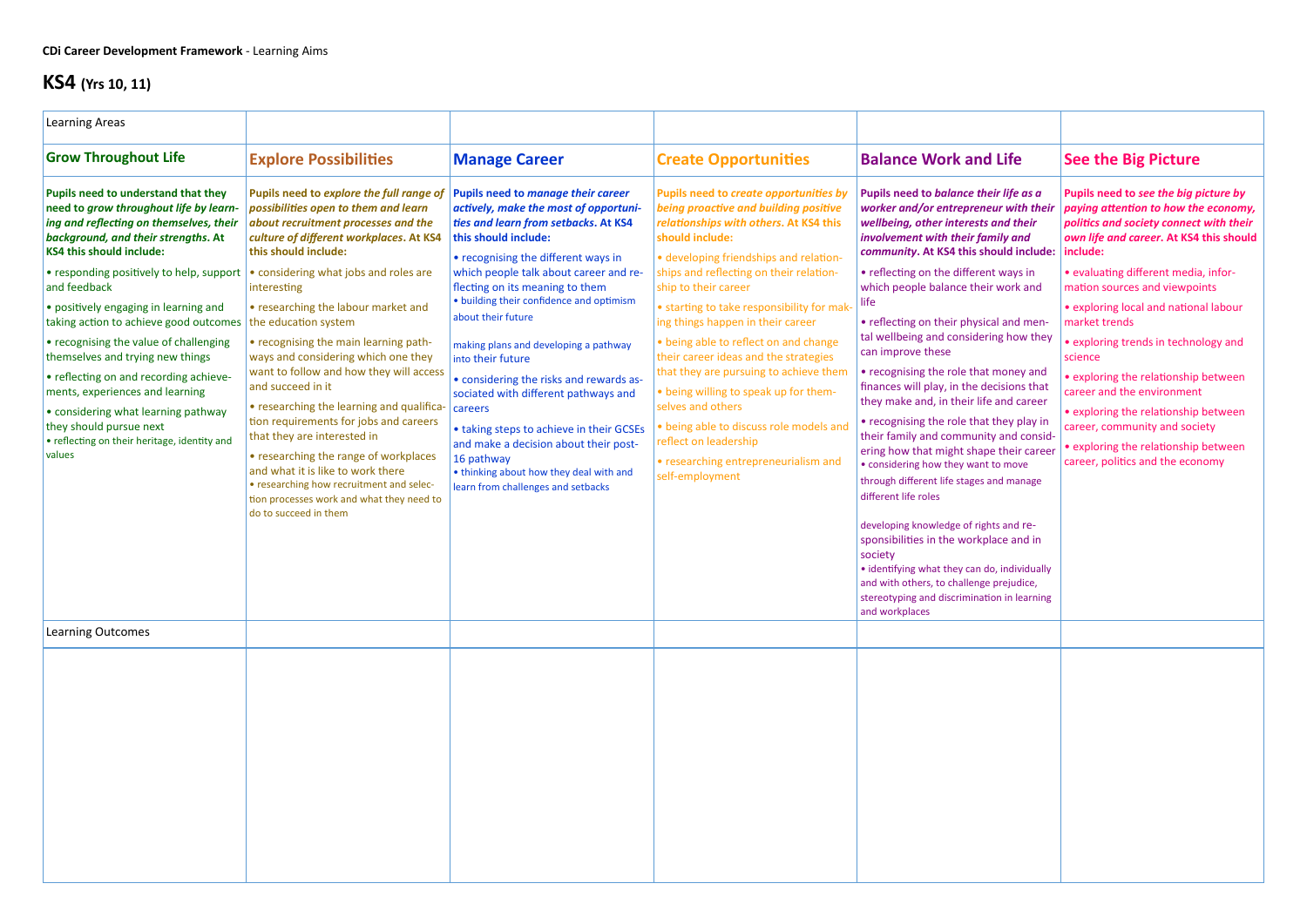**CDi Career Development Framework** - Learning Aims

## KS4 (Yrs 10, 11)

| Learning Areas | | | | | |
|---|---|---|---|---|---|
| **Grow Throughout Life** | **Explore Possibilities** | **Manage Career** | **Create Opportunities** | **Balance Work and Life** | **See the Big Picture** |
| **Pupils need to understand that they need to *grow throughout life by learning and reflecting on themselves, their background, and their strengths*. At KS4 this should include:**<br>• responding positively to help, support and feedback<br>• positively engaging in learning and taking action to achieve good outcomes<br>• recognising the value of challenging themselves and trying new things<br>• reflecting on and recording achievements, experiences and learning<br>• considering what learning pathway they should pursue next<br>• reflecting on their heritage, identity and values | **Pupils need to *explore the full range of possibilities open to them and learn about recruitment processes and the culture of different workplaces*. At KS4 this should include:**<br>• considering what jobs and roles are interesting<br>• researching the labour market and the education system<br>• recognising the main learning pathways and considering which one they want to follow and how they will access and succeed in it<br>• researching the learning and qualification requirements for jobs and careers that they are interested in<br>• researching the range of workplaces and what it is like to work there<br>• researching how recruitment and selection processes work and what they need to do to succeed in them | **Pupils need to *manage their career actively, make the most of opportunities and learn from setbacks*. At KS4 this should include:**<br>• recognising the different ways in which people talk about career and reflecting on its meaning to them<br>• building their confidence and optimism about their future<br><br>making plans and developing a pathway into their future<br>• considering the risks and rewards associated with different pathways and careers<br>• taking steps to achieve in their GCSEs and make a decision about their post-16 pathway<br>• thinking about how they deal with and learn from challenges and setbacks | **Pupils need to *create opportunities by being proactive and building positive relationships with others*. At KS4 this should include:**<br>• developing friendships and relationships and reflecting on their relationship to their career<br>• starting to take responsibility for making things happen in their career<br>• being able to reflect on and change their career ideas and the strategies that they are pursuing to achieve them<br>• being willing to speak up for themselves and others<br>• being able to discuss role models and reflect on leadership<br>• researching entrepreneurialism and self-employment | **Pupils need to *balance their life as a worker and/or entrepreneur with their wellbeing, other interests and their involvement with their family and community*. At KS4 this should include:**<br>• reflecting on the different ways in which people balance their work and life<br>• reflecting on their physical and mental wellbeing and considering how they can improve these<br>• recognising the role that money and finances will play, in the decisions that they make and, in their life and career<br>• recognising the role that they play in their family and community and considering how that might shape their career<br>• considering how they want to move through different life stages and manage different life roles<br><br>developing knowledge of rights and responsibilities in the workplace and in society<br>• identifying what they can do, individually and with others, to challenge prejudice, stereotyping and discrimination in learning and workplaces | **Pupils need to *see the big picture by paying attention to how the economy, politics and society connect with their own life and career*. At KS4 this should include:**<br>• evaluating different media, information sources and viewpoints<br>• exploring local and national labour market trends<br>• exploring trends in technology and science<br>• exploring the relationship between career and the environment<br>• exploring the relationship between career, community and society<br>• exploring the relationship between career, politics and the economy |
| Learning Outcomes | | | | | |
| | | | | | |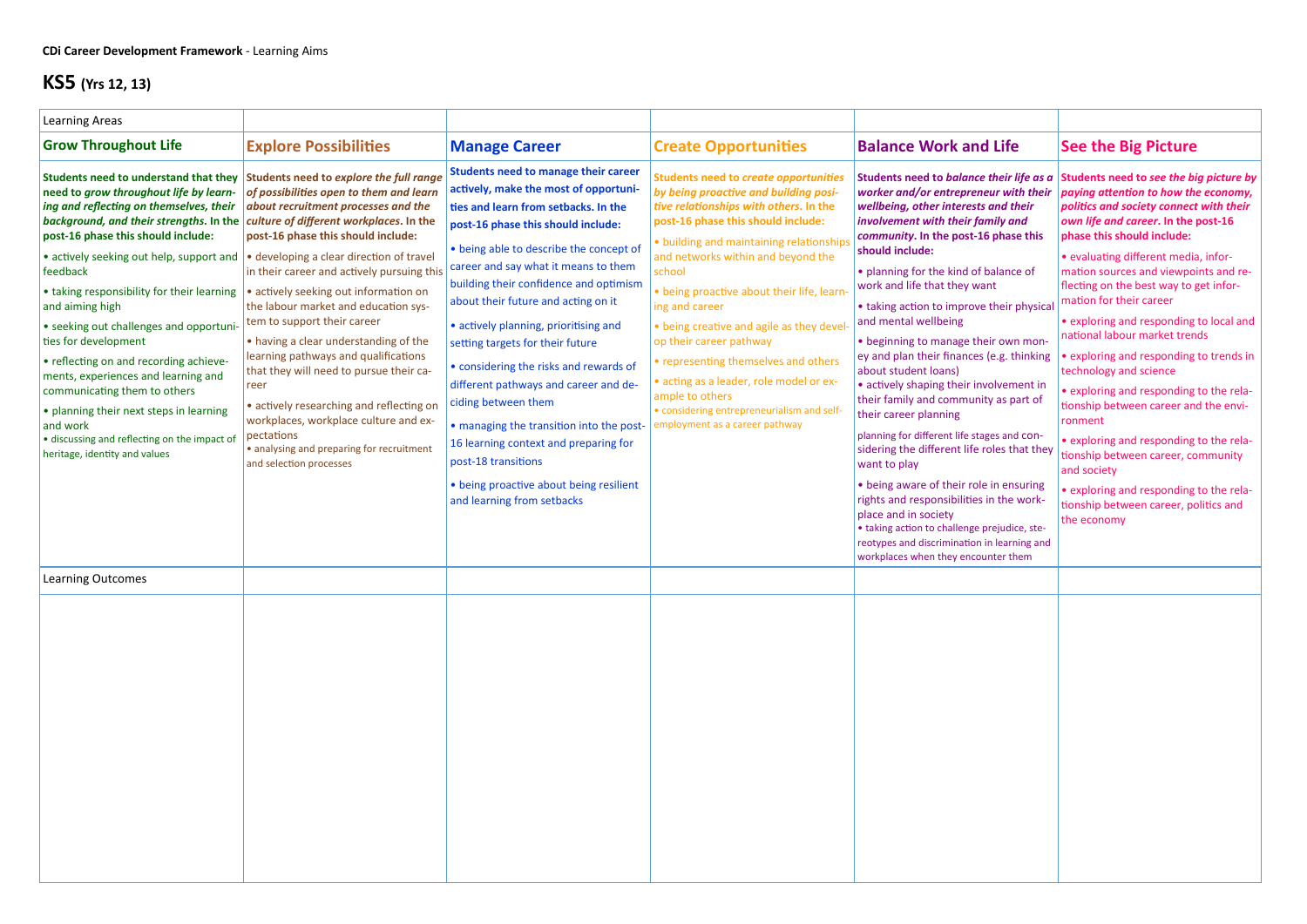**CDi Career Development Framework** - Learning Aims

# KS5 (Yrs 12, 13)

| Learning Areas | | | | | |
|---|---|---|---|---|---|
| **Grow Throughout Life** | **Explore Possibilities** | **Manage Career** | **Create Opportunities** | **Balance Work and Life** | **See the Big Picture** |
| **Students need to understand that they need to *grow throughout life by learning and reflecting on themselves, their background, and their strengths*. In the post-16 phase this should include:**<br>• actively seeking out help, support and feedback<br>• taking responsibility for their learning and aiming high<br>• seeking out challenges and opportunities for development<br>• reflecting on and recording achievements, experiences and learning and communicating them to others<br>• planning their next steps in learning and work<br>• discussing and reflecting on the impact of heritage, identity and values | **Students need to *explore the full range of possibilities open to them and learn about recruitment processes and the culture of different workplaces*. In the post-16 phase this should include:**<br>• developing a clear direction of travel in their career and actively pursuing this<br>• actively seeking out information on the labour market and education system to support their career<br>• having a clear understanding of the learning pathways and qualifications that they will need to pursue their career<br>• actively researching and reflecting on workplaces, workplace culture and expectations<br>• analysing and preparing for recruitment and selection processes | **Students need to manage their career actively, make the most of opportunities and learn from setbacks. In the post-16 phase this should include:**<br>• being able to describe the concept of career and say what it means to them building their confidence and optimism about their future and acting on it<br>• actively planning, prioritising and setting targets for their future<br>• considering the risks and rewards of different pathways and career and deciding between them<br>• managing the transition into the post-16 learning context and preparing for post-18 transitions<br>• being proactive about being resilient and learning from setbacks | **Students need to *create opportunities by being proactive and building positive relationships with others*. In the post-16 phase this should include:**<br>• building and maintaining relationships and networks within and beyond the school<br>• being proactive about their life, learning and career<br>• being creative and agile as they develop their career pathway<br>• representing themselves and others<br>• acting as a leader, role model or example to others<br>• considering entrepreneurialism and self-employment as a career pathway | **Students need to *balance their life as a worker and/or entrepreneur with their wellbeing, other interests and their involvement with their family and community*. In the post-16 phase this should include:**<br>• planning for the kind of balance of work and life that they want<br>• taking action to improve their physical and mental wellbeing<br>• beginning to manage their own money and plan their finances (e.g. thinking about student loans)<br>• actively shaping their involvement in their family and community as part of their career planning<br>planning for different life stages and considering the different life roles that they want to play<br>• being aware of their role in ensuring rights and responsibilities in the workplace and in society<br>• taking action to challenge prejudice, stereotypes and discrimination in learning and workplaces when they encounter them | **Students need to *see the big picture by paying attention to how the economy, politics and society connect with their own life and career*. In the post-16 phase this should include:**<br>• evaluating different media, information sources and viewpoints and reflecting on the best way to get information for their career<br>• exploring and responding to local and national labour market trends<br>• exploring and responding to trends in technology and science<br>• exploring and responding to the relationship between career and the environment<br>• exploring and responding to the relationship between career, community and society<br>• exploring and responding to the relationship between career, politics and the economy |
| Learning Outcomes | | | | | |
| | | | | | |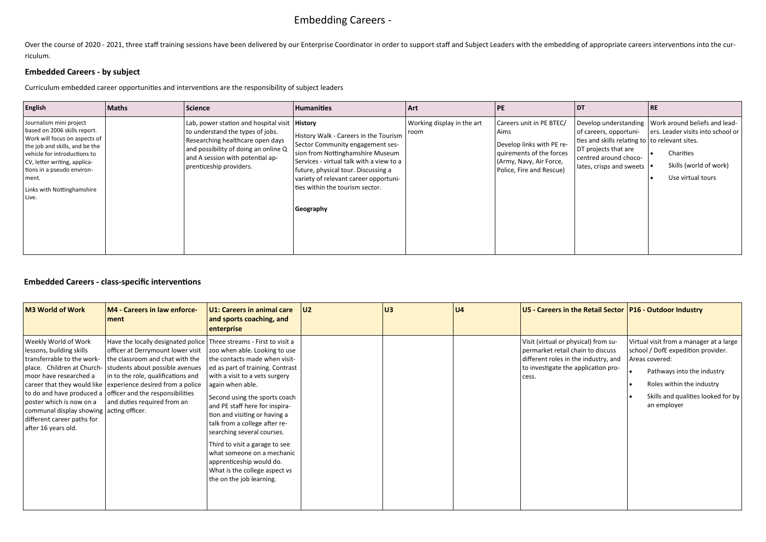# Embedding Careers -

Over the course of 2020 - 2021, three staff training sessions have been delivered by our Enterprise Coordinator in order to support staff and Subject Leaders with the embedding of appropriate careers interventions into the curriculum.

### Embedded Careers - by subject

Curriculum embedded career opportunities and interventions are the responsibility of subject leaders

| English | Maths | Science | Humanities | Art | PE | DT | RE |
|---|---|---|---|---|---|---|---|
| Journalism mini project based on 2006 skills report. Work will focus on aspects of the job and skills, and be the vehicle for introductions to CV, letter writing, applications in a pseudo environment.<br><br>Links with Nottinghamshire Live. | | Lab, power station and hospital visit to understand the types of jobs. Researching healthcare open days and possibility of doing an online Q and A session with potential apprenticeship providers. | **History**<br><br>History Walk - Careers in the Tourism Sector Community engagement session from Nottinghamshire Museum Services - virtual talk with a view to a future, physical tour. Discussing a variety of relevant career opportunities within the tourism sector.<br><br>**Geography** | Working display in the art room | Careers unit in PE BTEC/ Aims<br><br>Develop links with PE requirements of the forces (Army, Navy, Air Force, Police, Fire and Rescue) | Develop understanding of careers, opportunities and skills relating to DT projects that are centred around chocolates, crisps and sweets | Work around beliefs and leaders. Leader visits into school or to relevant sites.<br>• Charities<br>• Skills (world of work)<br>• Use virtual tours |

### Embedded Careers - class-specific interventions

| M3 World of Work | M4 - Careers in law enforcement | U1: Careers in animal care and sports coaching, and enterprise | U2 | U3 | U4 | U5 - Careers in the Retail Sector | P16 - Outdoor Industry |
|---|---|---|---|---|---|---|---|
| Weekly World of Work lessons, building skills transferrable to the workplace. Children at Churchmoor have researched a career that they would like to do and have produced a poster which is now on a communal display showing different career paths for after 16 years old. | Have the locally designated police officer at Derrymount lower visit the classroom and chat with the students about possible avenues in to the role, qualifications and experience desired from a police officer and the responsibilities and duties required from an acting officer. | Three streams - First to visit a zoo when able. Looking to use the contacts made when visited as part of training. Contrast with a visit to a vets surgery again when able.<br><br>Second using the sports coach and PE staff here for inspiration and visiting or having a talk from a college after researching several courses.<br><br>Third to visit a garage to see what someone on a mechanic apprenticeship would do. What is the college aspect vs the on the job learning. | | | | Visit (virtual or physical) from supermarket retail chain to discuss different roles in the industry, and to investigate the application process. | Virtual visit from a manager at a large school / DofE expedition provider. Areas covered:<br>• Pathways into the industry<br>• Roles within the industry<br>• Skills and qualities looked for by an employer |